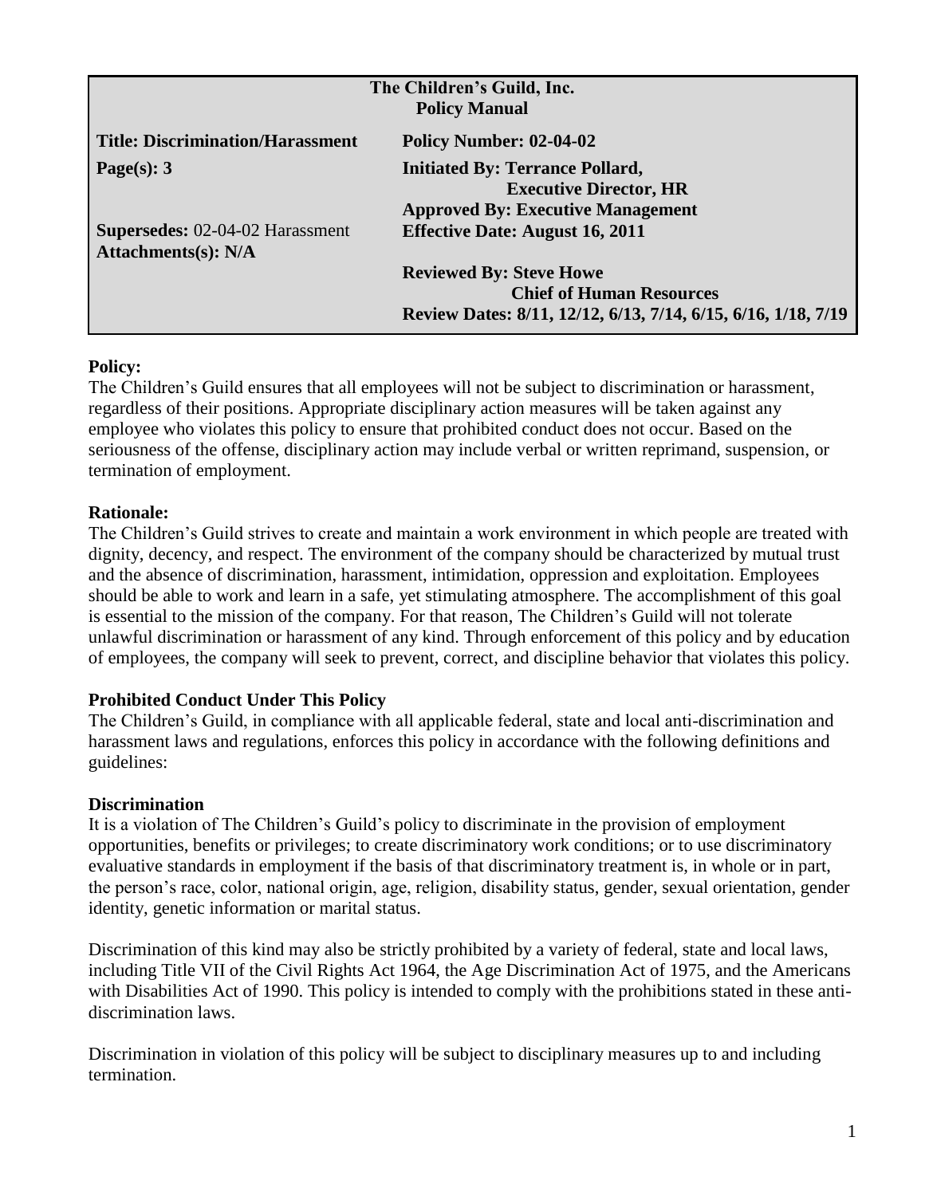| The Children's Guild, Inc. Policy Manual | |
|---|---|
| **Title: Discrimination/Harassment** | **Policy Number: 02-04-02** |
| **Page(s): 3** | **Initiated By: Terrance Pollard, Executive Director, HR** |
| | **Approved By: Executive Management** |
| **Supersedes:** 02-04-02 Harassment | **Effective Date: August 16, 2011** |
| **Attachments(s): N/A** | |
| | **Reviewed By: Steve Howe Chief of Human Resources** |
| | **Review Dates: 8/11, 12/12, 6/13, 7/14, 6/15, 6/16, 1/18, 7/19** |

**Policy:**
The Children's Guild ensures that all employees will not be subject to discrimination or harassment, regardless of their positions. Appropriate disciplinary action measures will be taken against any employee who violates this policy to ensure that prohibited conduct does not occur. Based on the seriousness of the offense, disciplinary action may include verbal or written reprimand, suspension, or termination of employment.

**Rationale:**
The Children's Guild strives to create and maintain a work environment in which people are treated with dignity, decency, and respect. The environment of the company should be characterized by mutual trust and the absence of discrimination, harassment, intimidation, oppression and exploitation. Employees should be able to work and learn in a safe, yet stimulating atmosphere. The accomplishment of this goal is essential to the mission of the company. For that reason, The Children's Guild will not tolerate unlawful discrimination or harassment of any kind. Through enforcement of this policy and by education of employees, the company will seek to prevent, correct, and discipline behavior that violates this policy.

**Prohibited Conduct Under This Policy**
The Children's Guild, in compliance with all applicable federal, state and local anti-discrimination and harassment laws and regulations, enforces this policy in accordance with the following definitions and guidelines:

**Discrimination**
It is a violation of The Children's Guild's policy to discriminate in the provision of employment opportunities, benefits or privileges; to create discriminatory work conditions; or to use discriminatory evaluative standards in employment if the basis of that discriminatory treatment is, in whole or in part, the person's race, color, national origin, age, religion, disability status, gender, sexual orientation, gender identity, genetic information or marital status.

Discrimination of this kind may also be strictly prohibited by a variety of federal, state and local laws, including Title VII of the Civil Rights Act 1964, the Age Discrimination Act of 1975, and the Americans with Disabilities Act of 1990. This policy is intended to comply with the prohibitions stated in these anti-discrimination laws.

Discrimination in violation of this policy will be subject to disciplinary measures up to and including termination.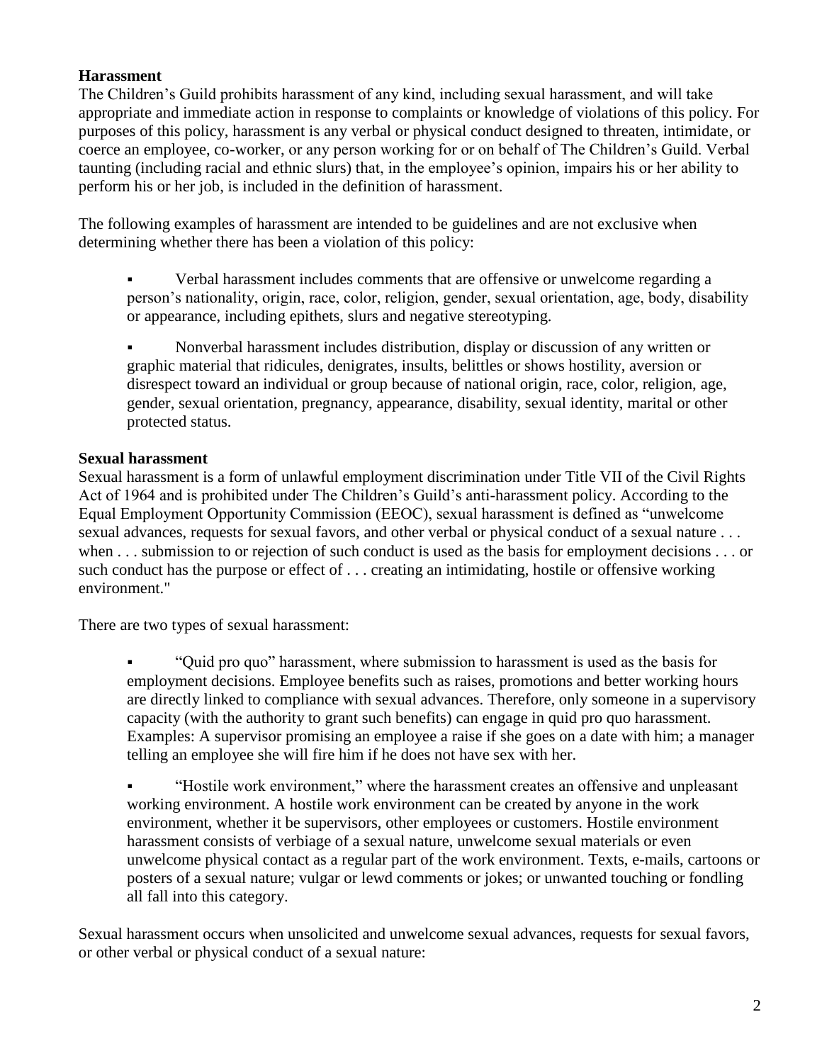**Harassment**

The Children's Guild prohibits harassment of any kind, including sexual harassment, and will take appropriate and immediate action in response to complaints or knowledge of violations of this policy. For purposes of this policy, harassment is any verbal or physical conduct designed to threaten, intimidate, or coerce an employee, co-worker, or any person working for or on behalf of The Children's Guild. Verbal taunting (including racial and ethnic slurs) that, in the employee's opinion, impairs his or her ability to perform his or her job, is included in the definition of harassment.

The following examples of harassment are intended to be guidelines and are not exclusive when determining whether there has been a violation of this policy:

- Verbal harassment includes comments that are offensive or unwelcome regarding a person's nationality, origin, race, color, religion, gender, sexual orientation, age, body, disability or appearance, including epithets, slurs and negative stereotyping.
- Nonverbal harassment includes distribution, display or discussion of any written or graphic material that ridicules, denigrates, insults, belittles or shows hostility, aversion or disrespect toward an individual or group because of national origin, race, color, religion, age, gender, sexual orientation, pregnancy, appearance, disability, sexual identity, marital or other protected status.

**Sexual harassment**

Sexual harassment is a form of unlawful employment discrimination under Title VII of the Civil Rights Act of 1964 and is prohibited under The Children's Guild's anti-harassment policy. According to the Equal Employment Opportunity Commission (EEOC), sexual harassment is defined as "unwelcome sexual advances, requests for sexual favors, and other verbal or physical conduct of a sexual nature . . . when . . . submission to or rejection of such conduct is used as the basis for employment decisions . . . or such conduct has the purpose or effect of . . . creating an intimidating, hostile or offensive working environment."

There are two types of sexual harassment:

- "Quid pro quo" harassment, where submission to harassment is used as the basis for employment decisions. Employee benefits such as raises, promotions and better working hours are directly linked to compliance with sexual advances. Therefore, only someone in a supervisory capacity (with the authority to grant such benefits) can engage in quid pro quo harassment. Examples: A supervisor promising an employee a raise if she goes on a date with him; a manager telling an employee she will fire him if he does not have sex with her.
- "Hostile work environment," where the harassment creates an offensive and unpleasant working environment. A hostile work environment can be created by anyone in the work environment, whether it be supervisors, other employees or customers. Hostile environment harassment consists of verbiage of a sexual nature, unwelcome sexual materials or even unwelcome physical contact as a regular part of the work environment. Texts, e-mails, cartoons or posters of a sexual nature; vulgar or lewd comments or jokes; or unwanted touching or fondling all fall into this category.

Sexual harassment occurs when unsolicited and unwelcome sexual advances, requests for sexual favors, or other verbal or physical conduct of a sexual nature: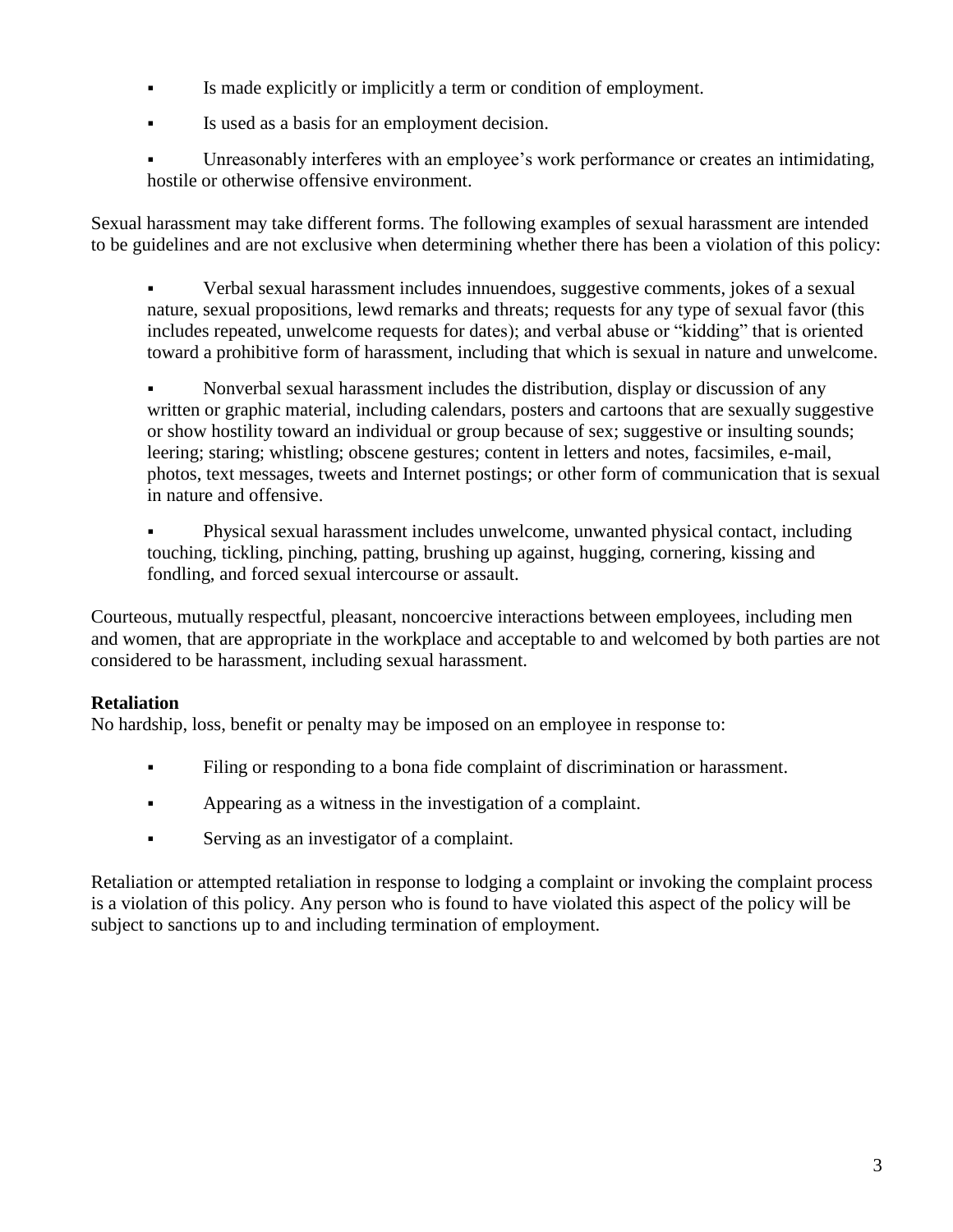- Is made explicitly or implicitly a term or condition of employment.
- Is used as a basis for an employment decision.
- Unreasonably interferes with an employee's work performance or creates an intimidating, hostile or otherwise offensive environment.

Sexual harassment may take different forms. The following examples of sexual harassment are intended to be guidelines and are not exclusive when determining whether there has been a violation of this policy:

- Verbal sexual harassment includes innuendoes, suggestive comments, jokes of a sexual nature, sexual propositions, lewd remarks and threats; requests for any type of sexual favor (this includes repeated, unwelcome requests for dates); and verbal abuse or "kidding" that is oriented toward a prohibitive form of harassment, including that which is sexual in nature and unwelcome.
- Nonverbal sexual harassment includes the distribution, display or discussion of any written or graphic material, including calendars, posters and cartoons that are sexually suggestive or show hostility toward an individual or group because of sex; suggestive or insulting sounds; leering; staring; whistling; obscene gestures; content in letters and notes, facsimiles, e-mail, photos, text messages, tweets and Internet postings; or other form of communication that is sexual in nature and offensive.
- Physical sexual harassment includes unwelcome, unwanted physical contact, including touching, tickling, pinching, patting, brushing up against, hugging, cornering, kissing and fondling, and forced sexual intercourse or assault.

Courteous, mutually respectful, pleasant, noncoercive interactions between employees, including men and women, that are appropriate in the workplace and acceptable to and welcomed by both parties are not considered to be harassment, including sexual harassment.

**Retaliation**

No hardship, loss, benefit or penalty may be imposed on an employee in response to:

- Filing or responding to a bona fide complaint of discrimination or harassment.
- Appearing as a witness in the investigation of a complaint.
- Serving as an investigator of a complaint.

Retaliation or attempted retaliation in response to lodging a complaint or invoking the complaint process is a violation of this policy. Any person who is found to have violated this aspect of the policy will be subject to sanctions up to and including termination of employment.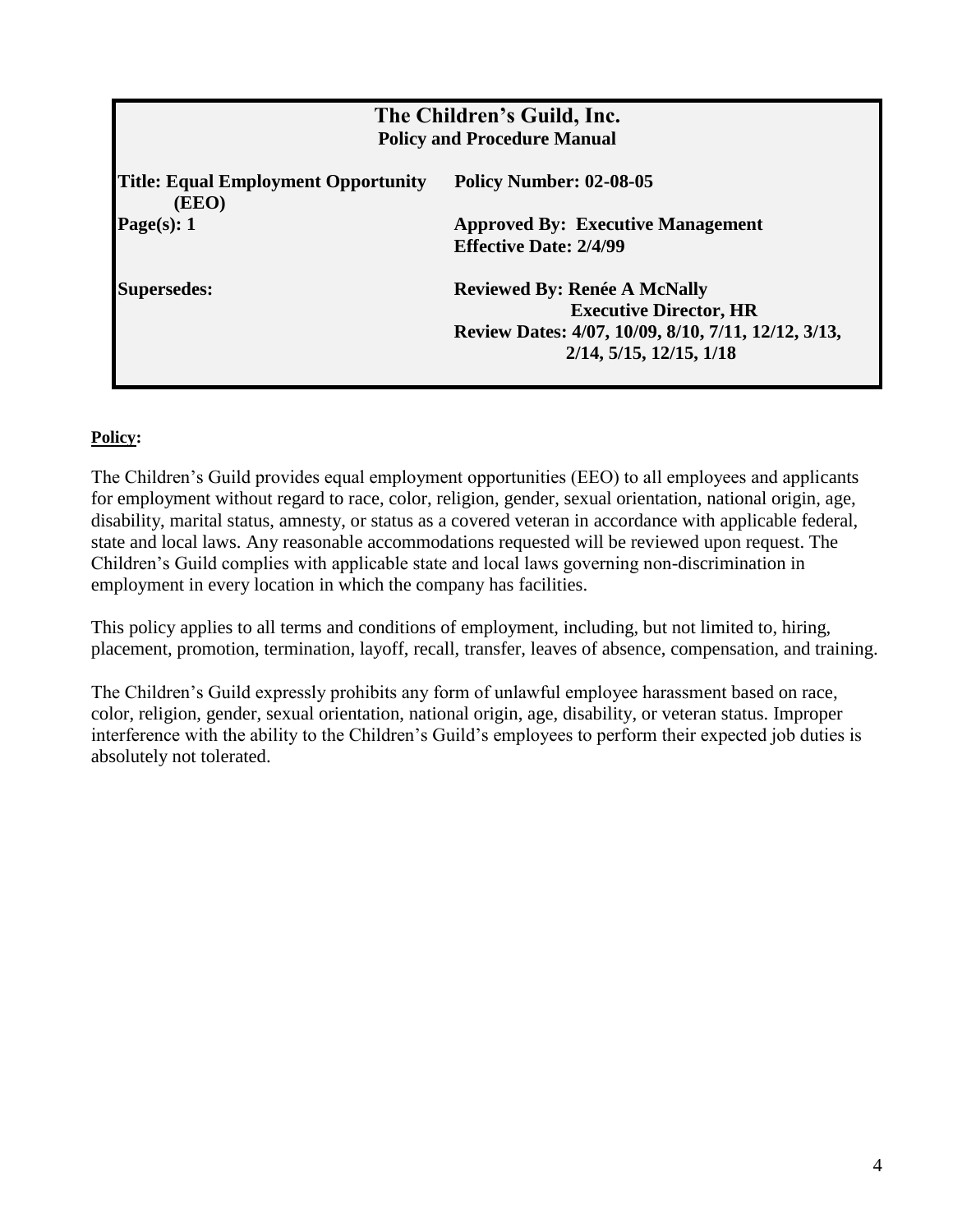**The Children's Guild, Inc.**
**Policy and Procedure Manual**

| | |
|---|---|
| **Title: Equal Employment Opportunity (EEO)** | **Policy Number: 02-08-05** |
| **Page(s): 1** | **Approved By: Executive Management** **Effective Date: 2/4/99** |
| **Supersedes:** | **Reviewed By: Renée A McNally** **Executive Director, HR** **Review Dates: 4/07, 10/09, 8/10, 7/11, 12/12, 3/13, 2/14, 5/15, 12/15, 1/18** |

**Policy:**

The Children's Guild provides equal employment opportunities (EEO) to all employees and applicants for employment without regard to race, color, religion, gender, sexual orientation, national origin, age, disability, marital status, amnesty, or status as a covered veteran in accordance with applicable federal, state and local laws. Any reasonable accommodations requested will be reviewed upon request. The Children's Guild complies with applicable state and local laws governing non-discrimination in employment in every location in which the company has facilities.

This policy applies to all terms and conditions of employment, including, but not limited to, hiring, placement, promotion, termination, layoff, recall, transfer, leaves of absence, compensation, and training.

The Children's Guild expressly prohibits any form of unlawful employee harassment based on race, color, religion, gender, sexual orientation, national origin, age, disability, or veteran status. Improper interference with the ability to the Children's Guild's employees to perform their expected job duties is absolutely not tolerated.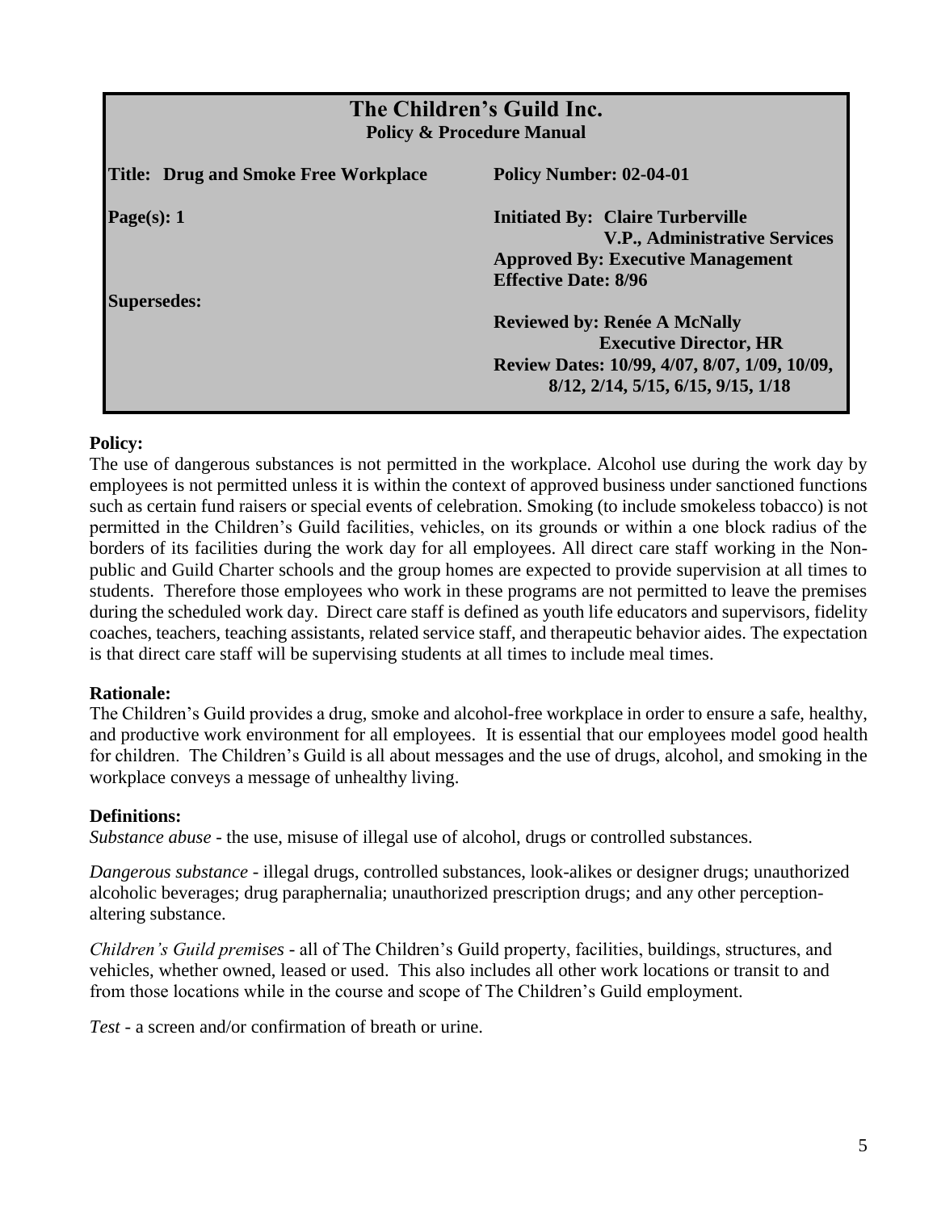# The Children's Guild Inc.

**Policy & Procedure Manual**

| | |
|---|---|
| **Title: Drug and Smoke Free Workplace** | **Policy Number: 02-04-01** |
| **Page(s): 1** | **Initiated By: Claire Turberville**<br>**V.P., Administrative Services**<br>**Approved By: Executive Management**<br>**Effective Date: 8/96** |
| **Supersedes:** | **Reviewed by: Renée A McNally**<br>**Executive Director, HR**<br>**Review Dates: 10/99, 4/07, 8/07, 1/09, 10/09, 8/12, 2/14, 5/15, 6/15, 9/15, 1/18** |

**Policy:**

The use of dangerous substances is not permitted in the workplace. Alcohol use during the work day by employees is not permitted unless it is within the context of approved business under sanctioned functions such as certain fund raisers or special events of celebration. Smoking (to include smokeless tobacco) is not permitted in the Children's Guild facilities, vehicles, on its grounds or within a one block radius of the borders of its facilities during the work day for all employees. All direct care staff working in the Non-public and Guild Charter schools and the group homes are expected to provide supervision at all times to students. Therefore those employees who work in these programs are not permitted to leave the premises during the scheduled work day. Direct care staff is defined as youth life educators and supervisors, fidelity coaches, teachers, teaching assistants, related service staff, and therapeutic behavior aides. The expectation is that direct care staff will be supervising students at all times to include meal times.

**Rationale:**

The Children's Guild provides a drug, smoke and alcohol-free workplace in order to ensure a safe, healthy, and productive work environment for all employees. It is essential that our employees model good health for children. The Children's Guild is all about messages and the use of drugs, alcohol, and smoking in the workplace conveys a message of unhealthy living.

**Definitions:**

*Substance abuse* - the use, misuse of illegal use of alcohol, drugs or controlled substances.

*Dangerous substance* - illegal drugs, controlled substances, look-alikes or designer drugs; unauthorized alcoholic beverages; drug paraphernalia; unauthorized prescription drugs; and any other perception-altering substance.

*Children's Guild premises* - all of The Children's Guild property, facilities, buildings, structures, and vehicles, whether owned, leased or used. This also includes all other work locations or transit to and from those locations while in the course and scope of The Children's Guild employment.

*Test* - a screen and/or confirmation of breath or urine.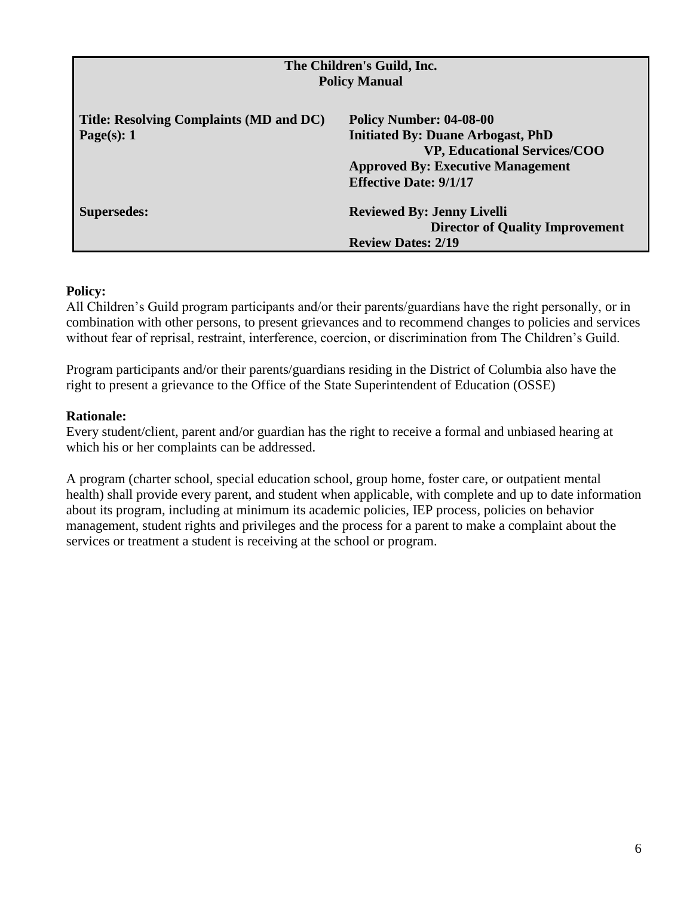| The Children's Guild, Inc.<br>Policy Manual | |
|---|---|
| **Title: Resolving Complaints (MD and DC)**<br>**Page(s): 1** | **Policy Number: 04-08-00**<br>**Initiated By: Duane Arbogast, PhD**<br>**VP, Educational Services/COO**<br>**Approved By: Executive Management**<br>**Effective Date: 9/1/17** |
| **Supersedes:** | **Reviewed By: Jenny Livelli**<br>**Director of Quality Improvement**<br>**Review Dates: 2/19** |

**Policy:**
All Children's Guild program participants and/or their parents/guardians have the right personally, or in combination with other persons, to present grievances and to recommend changes to policies and services without fear of reprisal, restraint, interference, coercion, or discrimination from The Children's Guild.

Program participants and/or their parents/guardians residing in the District of Columbia also have the right to present a grievance to the Office of the State Superintendent of Education (OSSE)

**Rationale:**
Every student/client, parent and/or guardian has the right to receive a formal and unbiased hearing at which his or her complaints can be addressed.

A program (charter school, special education school, group home, foster care, or outpatient mental health) shall provide every parent, and student when applicable, with complete and up to date information about its program, including at minimum its academic policies, IEP process, policies on behavior management, student rights and privileges and the process for a parent to make a complaint about the services or treatment a student is receiving at the school or program.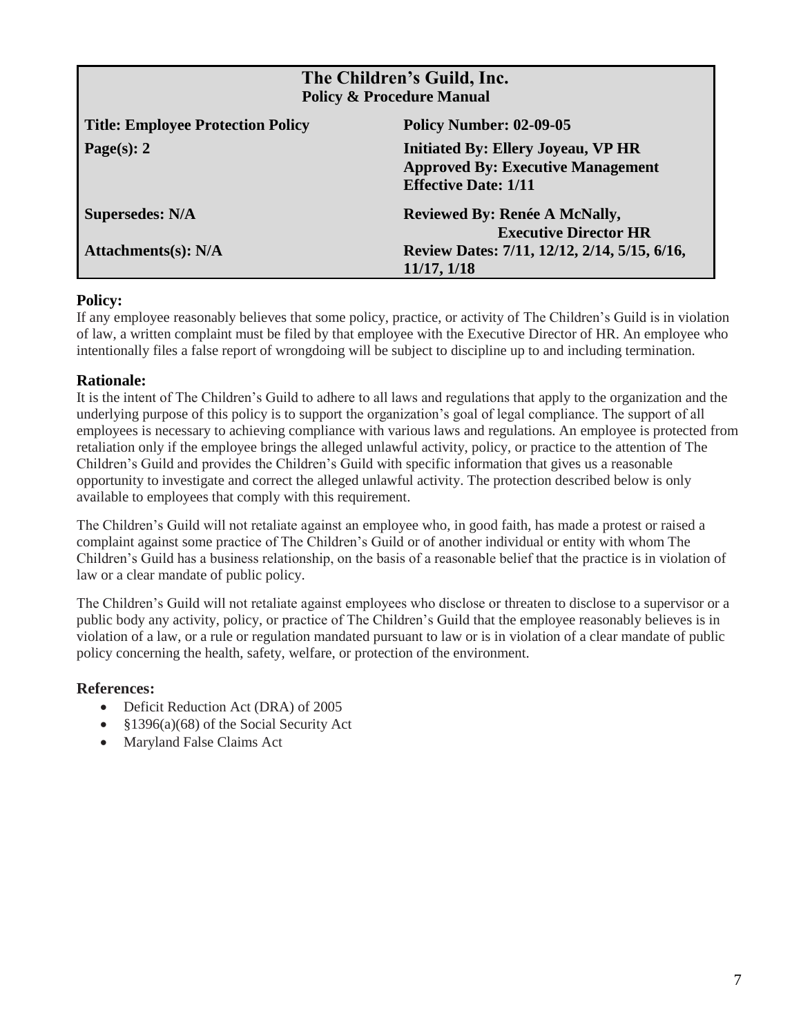| The Children's Guild, Inc.<br>Policy & Procedure Manual | |
|---|---|
| **Title: Employee Protection Policy** | **Policy Number: 02-09-05** |
| **Page(s): 2** | **Initiated By: Ellery Joyeau, VP HR**<br>**Approved By: Executive Management**<br>**Effective Date: 1/11** |
| **Supersedes: N/A** | **Reviewed By: Renée A McNally, Executive Director HR** |
| **Attachments(s): N/A** | **Review Dates: 7/11, 12/12, 2/14, 5/15, 6/16, 11/17, 1/18** |

## Policy:

If any employee reasonably believes that some policy, practice, or activity of The Children's Guild is in violation of law, a written complaint must be filed by that employee with the Executive Director of HR. An employee who intentionally files a false report of wrongdoing will be subject to discipline up to and including termination.

## Rationale:

It is the intent of The Children's Guild to adhere to all laws and regulations that apply to the organization and the underlying purpose of this policy is to support the organization's goal of legal compliance. The support of all employees is necessary to achieving compliance with various laws and regulations. An employee is protected from retaliation only if the employee brings the alleged unlawful activity, policy, or practice to the attention of The Children's Guild and provides the Children's Guild with specific information that gives us a reasonable opportunity to investigate and correct the alleged unlawful activity. The protection described below is only available to employees that comply with this requirement.

The Children's Guild will not retaliate against an employee who, in good faith, has made a protest or raised a complaint against some practice of The Children's Guild or of another individual or entity with whom The Children's Guild has a business relationship, on the basis of a reasonable belief that the practice is in violation of law or a clear mandate of public policy.

The Children's Guild will not retaliate against employees who disclose or threaten to disclose to a supervisor or a public body any activity, policy, or practice of The Children's Guild that the employee reasonably believes is in violation of a law, or a rule or regulation mandated pursuant to law or is in violation of a clear mandate of public policy concerning the health, safety, welfare, or protection of the environment.

## References:

- Deficit Reduction Act (DRA) of 2005
- §1396(a)(68) of the Social Security Act
- Maryland False Claims Act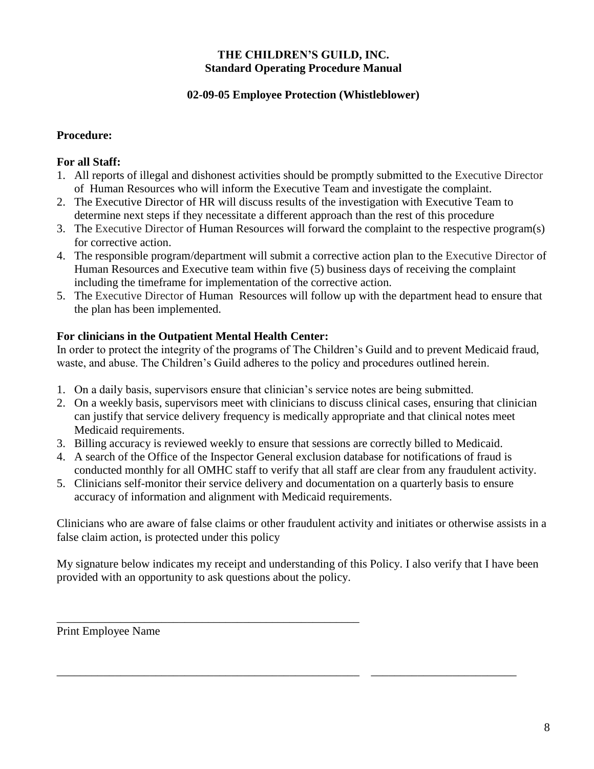**THE CHILDREN'S GUILD, INC.**
**Standard Operating Procedure Manual**

**02-09-05 Employee Protection (Whistleblower)**

**Procedure:**

**For all Staff:**

1. All reports of illegal and dishonest activities should be promptly submitted to the Executive Director of Human Resources who will inform the Executive Team and investigate the complaint.
2. The Executive Director of HR will discuss results of the investigation with Executive Team to determine next steps if they necessitate a different approach than the rest of this procedure
3. The Executive Director of Human Resources will forward the complaint to the respective program(s) for corrective action.
4. The responsible program/department will submit a corrective action plan to the Executive Director of Human Resources and Executive team within five (5) business days of receiving the complaint including the timeframe for implementation of the corrective action.
5. The Executive Director of Human Resources will follow up with the department head to ensure that the plan has been implemented.

**For clinicians in the Outpatient Mental Health Center:**

In order to protect the integrity of the programs of The Children's Guild and to prevent Medicaid fraud, waste, and abuse. The Children's Guild adheres to the policy and procedures outlined herein.

1. On a daily basis, supervisors ensure that clinician's service notes are being submitted.
2. On a weekly basis, supervisors meet with clinicians to discuss clinical cases, ensuring that clinician can justify that service delivery frequency is medically appropriate and that clinical notes meet Medicaid requirements.
3. Billing accuracy is reviewed weekly to ensure that sessions are correctly billed to Medicaid.
4. A search of the Office of the Inspector General exclusion database for notifications of fraud is conducted monthly for all OMHC staff to verify that all staff are clear from any fraudulent activity.
5. Clinicians self-monitor their service delivery and documentation on a quarterly basis to ensure accuracy of information and alignment with Medicaid requirements.

Clinicians who are aware of false claims or other fraudulent activity and initiates or otherwise assists in a false claim action, is protected under this policy

My signature below indicates my receipt and understanding of this Policy. I also verify that I have been provided with an opportunity to ask questions about the policy.

\_\_\_\_\_\_\_\_\_\_\_\_\_\_\_\_\_\_\_\_\_\_\_\_\_\_\_\_\_\_\_\_\_\_\_\_\_\_\_\_\_\_\_\_\_\_\_\_\_\_\_\_

Print Employee Name

\_\_\_\_\_\_\_\_\_\_\_\_\_\_\_\_\_\_\_\_\_\_\_\_\_\_\_\_\_\_\_\_\_\_\_\_\_\_\_\_\_\_\_\_\_\_\_\_\_\_\_\_ \_\_\_\_\_\_\_\_\_\_\_\_\_\_\_\_\_\_\_\_\_\_\_\_\_